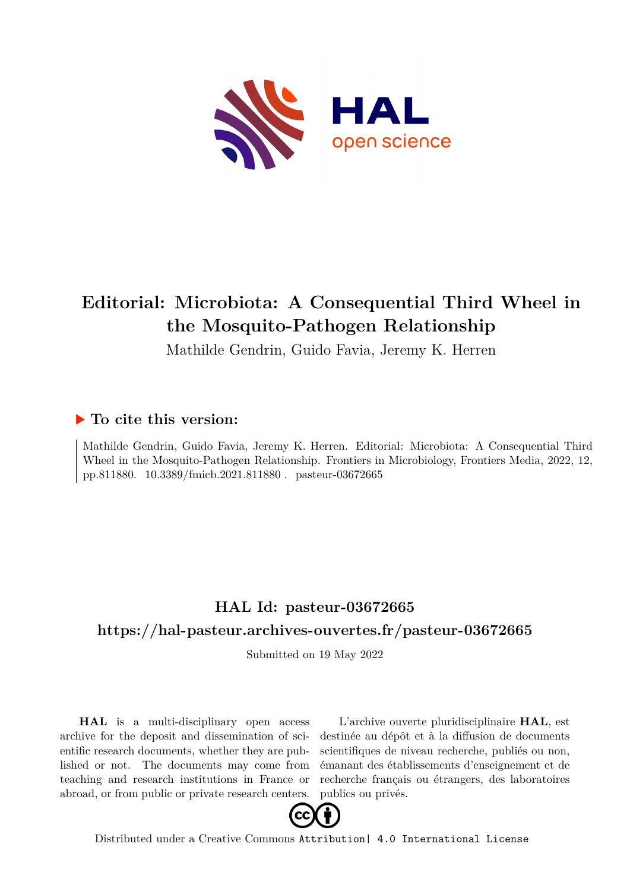# Editorial: Microbiota: A Consequential Third Wheel in the Mosquito-Pathogen Relationship

Mathilde Gendrin, Guido Favia, Jeremy K. Herren

### ▶ To cite this version:

Mathilde Gendrin, Guido Favia, Jeremy K. Herren. Editorial: Microbiota: A Consequential Third Wheel in the Mosquito-Pathogen Relationship. Frontiers in Microbiology, Frontiers Media, 2022, 12, pp.811880. 10.3389/fmicb.2021.811880 . pasteur-03672665

## HAL Id: pasteur-03672665

## https://hal-pasteur.archives-ouvertes.fr/pasteur-03672665

Submitted on 19 May 2022

**HAL** is a multi-disciplinary open access archive for the deposit and dissemination of scientific research documents, whether they are published or not. The documents may come from teaching and research institutions in France or abroad, or from public or private research centers.

L'archive ouverte pluridisciplinaire **HAL**, est destinée au dépôt et à la diffusion de documents scientifiques de niveau recherche, publiés ou non, émanant des établissements d'enseignement et de recherche français ou étrangers, des laboratoires publics ou privés.

Distributed under a Creative Commons Attribution| 4.0 International License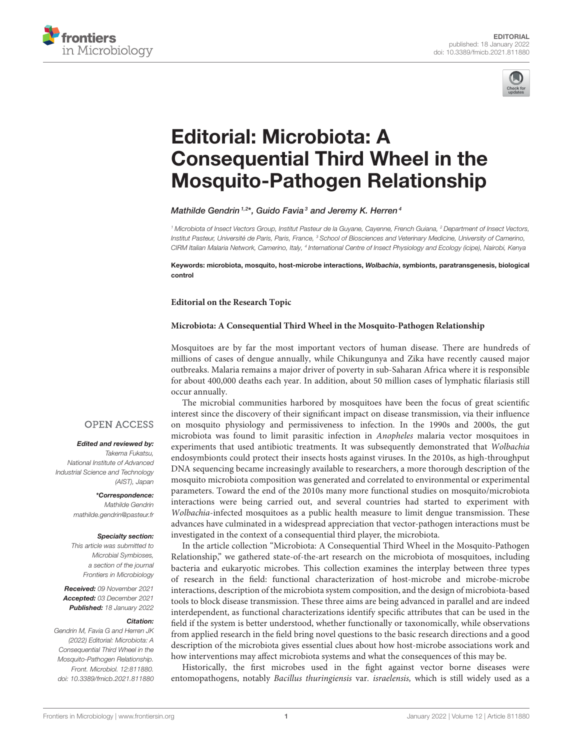# Editorial: Microbiota: A Consequential Third Wheel in the Mosquito-Pathogen Relationship

*Mathilde Gendrin[1,2]\*, Guido Favia[3] and Jeremy K. Herren[4]*

[1] Microbiota of Insect Vectors Group, Institut Pasteur de la Guyane, Cayenne, French Guiana, [2] Department of Insect Vectors, Institut Pasteur, Université de Paris, Paris, France, [3] School of Biosciences and Veterinary Medicine, University of Camerino, CIRM Italian Malaria Network, Camerino, Italy, [4] International Centre of Insect Physiology and Ecology (icipe), Nairobi, Kenya

**Keywords: microbiota, mosquito, host-microbe interactions, *Wolbachia*, symbionts, paratransgenesis, biological control**

OPEN ACCESS

***Edited and reviewed by:***
*Takema Fukatsu, National Institute of Advanced Industrial Science and Technology (AIST), Japan*

***\*Correspondence:***
*Mathilde Gendrin*
*mathilde.gendrin@pasteur.fr*

***Specialty section:***
*This article was submitted to Microbial Symbioses, a section of the journal Frontiers in Microbiology*

***Received:*** *09 November 2021*
***Accepted:*** *03 December 2021*
***Published:*** *18 January 2022*

***Citation:***
*Gendrin M, Favia G and Herren JK (2022) Editorial: Microbiota: A Consequential Third Wheel in the Mosquito-Pathogen Relationship. Front. Microbiol. 12:811880. doi: 10.3389/fmicb.2021.811880*

**Editorial on the Research Topic**

**Microbiota: A Consequential Third Wheel in the Mosquito-Pathogen Relationship**

Mosquitoes are by far the most important vectors of human disease. There are hundreds of millions of cases of dengue annually, while Chikungunya and Zika have recently caused major outbreaks. Malaria remains a major driver of poverty in sub-Saharan Africa where it is responsible for about 400,000 deaths each year. In addition, about 50 million cases of lymphatic filariasis still occur annually.

The microbial communities harbored by mosquitoes have been the focus of great scientific interest since the discovery of their significant impact on disease transmission, via their influence on mosquito physiology and permissiveness to infection. In the 1990s and 2000s, the gut microbiota was found to limit parasitic infection in *Anopheles* malaria vector mosquitoes in experiments that used antibiotic treatments. It was subsequently demonstrated that *Wolbachia* endosymbionts could protect their insects hosts against viruses. In the 2010s, as high-throughput DNA sequencing became increasingly available to researchers, a more thorough description of the mosquito microbiota composition was generated and correlated to environmental or experimental parameters. Toward the end of the 2010s many more functional studies on mosquito/microbiota interactions were being carried out, and several countries had started to experiment with *Wolbachia*-infected mosquitoes as a public health measure to limit dengue transmission. These advances have culminated in a widespread appreciation that vector-pathogen interactions must be investigated in the context of a consequential third player, the microbiota.

In the article collection "Microbiota: A Consequential Third Wheel in the Mosquito-Pathogen Relationship," we gathered state-of-the-art research on the microbiota of mosquitoes, including bacteria and eukaryotic microbes. This collection examines the interplay between three types of research in the field: functional characterization of host-microbe and microbe-microbe interactions, description of the microbiota system composition, and the design of microbiota-based tools to block disease transmission. These three aims are being advanced in parallel and are indeed interdependent, as functional characterizations identify specific attributes that can be used in the field if the system is better understood, whether functionally or taxonomically, while observations from applied research in the field bring novel questions to the basic research directions and a good description of the microbiota gives essential clues about how host-microbe associations work and how interventions may affect microbiota systems and what the consequences of this may be.

Historically, the first microbes used in the fight against vector borne diseases were entomopathogens, notably *Bacillus thuringiensis* var. *israelensis,* which is still widely used as a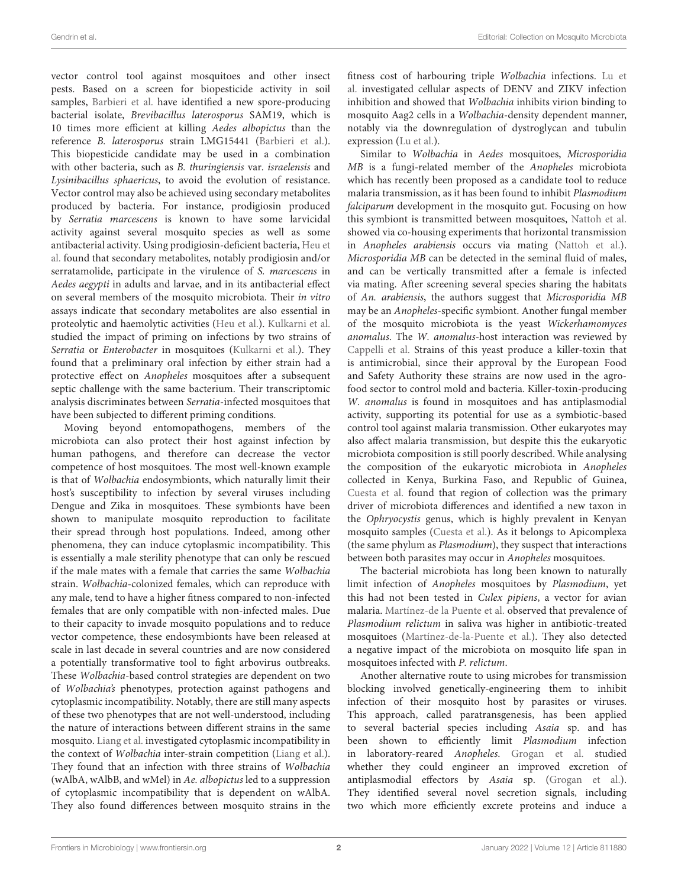vector control tool against mosquitoes and other insect pests. Based on a screen for biopesticide activity in soil samples, Barbieri et al. have identified a new spore-producing bacterial isolate, *Brevibacillus laterosporus* SAM19, which is 10 times more efficient at killing *Aedes albopictus* than the reference *B. laterosporus* strain LMG15441 (Barbieri et al.). This biopesticide candidate may be used in a combination with other bacteria, such as *B. thuringiensis* var. *israelensis* and *Lysinibacillus sphaericus*, to avoid the evolution of resistance. Vector control may also be achieved using secondary metabolites produced by bacteria. For instance, prodigiosin produced by *Serratia marcescens* is known to have some larvicidal activity against several mosquito species as well as some antibacterial activity. Using prodigiosin-deficient bacteria, Heu et al. found that secondary metabolites, notably prodigiosin and/or serratamolide, participate in the virulence of *S. marcescens* in *Aedes aegypti* in adults and larvae, and in its antibacterial effect on several members of the mosquito microbiota. Their *in vitro* assays indicate that secondary metabolites are also essential in proteolytic and haemolytic activities (Heu et al.). Kulkarni et al. studied the impact of priming on infections by two strains of *Serratia* or *Enterobacter* in mosquitoes (Kulkarni et al.). They found that a preliminary oral infection by either strain had a protective effect on *Anopheles* mosquitoes after a subsequent septic challenge with the same bacterium. Their transcriptomic analysis discriminates between *Serratia*-infected mosquitoes that have been subjected to different priming conditions.

Moving beyond entomopathogens, members of the microbiota can also protect their host against infection by human pathogens, and therefore can decrease the vector competence of host mosquitoes. The most well-known example is that of *Wolbachia* endosymbionts, which naturally limit their host's susceptibility to infection by several viruses including Dengue and Zika in mosquitoes. These symbionts have been shown to manipulate mosquito reproduction to facilitate their spread through host populations. Indeed, among other phenomena, they can induce cytoplasmic incompatibility. This is essentially a male sterility phenotype that can only be rescued if the male mates with a female that carries the same *Wolbachia* strain. *Wolbachia*-colonized females, which can reproduce with any male, tend to have a higher fitness compared to non-infected females that are only compatible with non-infected males. Due to their capacity to invade mosquito populations and to reduce vector competence, these endosymbionts have been released at scale in last decade in several countries and are now considered a potentially transformative tool to fight arbovirus outbreaks. These *Wolbachia*-based control strategies are dependent on two of *Wolbachia's* phenotypes, protection against pathogens and cytoplasmic incompatibility. Notably, there are still many aspects of these two phenotypes that are not well-understood, including the nature of interactions between different strains in the same mosquito. Liang et al. investigated cytoplasmic incompatibility in the context of *Wolbachia* inter-strain competition (Liang et al.). They found that an infection with three strains of *Wolbachia* (wAlbA, wAlbB, and wMel) in *Ae. albopictus* led to a suppression of cytoplasmic incompatibility that is dependent on wAlbA. They also found differences between mosquito strains in the fitness cost of harbouring triple *Wolbachia* infections. Lu et al. investigated cellular aspects of DENV and ZIKV infection inhibition and showed that *Wolbachia* inhibits virion binding to mosquito Aag2 cells in a *Wolbachia*-density dependent manner, notably via the downregulation of dystroglycan and tubulin expression (Lu et al.).

Similar to *Wolbachia* in *Aedes* mosquitoes, *Microsporidia MB* is a fungi-related member of the *Anopheles* microbiota which has recently been proposed as a candidate tool to reduce malaria transmission, as it has been found to inhibit *Plasmodium falciparum* development in the mosquito gut. Focusing on how this symbiont is transmitted between mosquitoes, Nattoh et al. showed via co-housing experiments that horizontal transmission in *Anopheles arabiensis* occurs via mating (Nattoh et al.). *Microsporidia MB* can be detected in the seminal fluid of males, and can be vertically transmitted after a female is infected via mating. After screening several species sharing the habitats of *An. arabiensis*, the authors suggest that *Microsporidia MB* may be an *Anopheles*-specific symbiont. Another fungal member of the mosquito microbiota is the yeast *Wickerhamomyces anomalus*. The *W. anomalus*-host interaction was reviewed by Cappelli et al. Strains of this yeast produce a killer-toxin that is antimicrobial, since their approval by the European Food and Safety Authority these strains are now used in the agro-food sector to control mold and bacteria. Killer-toxin-producing *W. anomalus* is found in mosquitoes and has antiplasmodial activity, supporting its potential for use as a symbiotic-based control tool against malaria transmission. Other eukaryotes may also affect malaria transmission, but despite this the eukaryotic microbiota composition is still poorly described. While analysing the composition of the eukaryotic microbiota in *Anopheles* collected in Kenya, Burkina Faso, and Republic of Guinea, Cuesta et al. found that region of collection was the primary driver of microbiota differences and identified a new taxon in the *Ophryocystis* genus, which is highly prevalent in Kenyan mosquito samples (Cuesta et al.). As it belongs to Apicomplexa (the same phylum as *Plasmodium*), they suspect that interactions between both parasites may occur in *Anopheles* mosquitoes.

The bacterial microbiota has long been known to naturally limit infection of *Anopheles* mosquitoes by *Plasmodium*, yet this had not been tested in *Culex pipiens*, a vector for avian malaria. Martínez-de la Puente et al. observed that prevalence of *Plasmodium relictum* in saliva was higher in antibiotic-treated mosquitoes (Martínez-de-la-Puente et al.). They also detected a negative impact of the microbiota on mosquito life span in mosquitoes infected with *P. relictum*.

Another alternative route to using microbes for transmission blocking involved genetically-engineering them to inhibit infection of their mosquito host by parasites or viruses. This approach, called paratransgenesis, has been applied to several bacterial species including *Asaia* sp. and has been shown to efficiently limit *Plasmodium* infection in laboratory-reared *Anopheles*. Grogan et al. studied whether they could engineer an improved excretion of antiplasmodial effectors by *Asaia* sp. (Grogan et al.). They identified several novel secretion signals, including two which more efficiently excrete proteins and induce a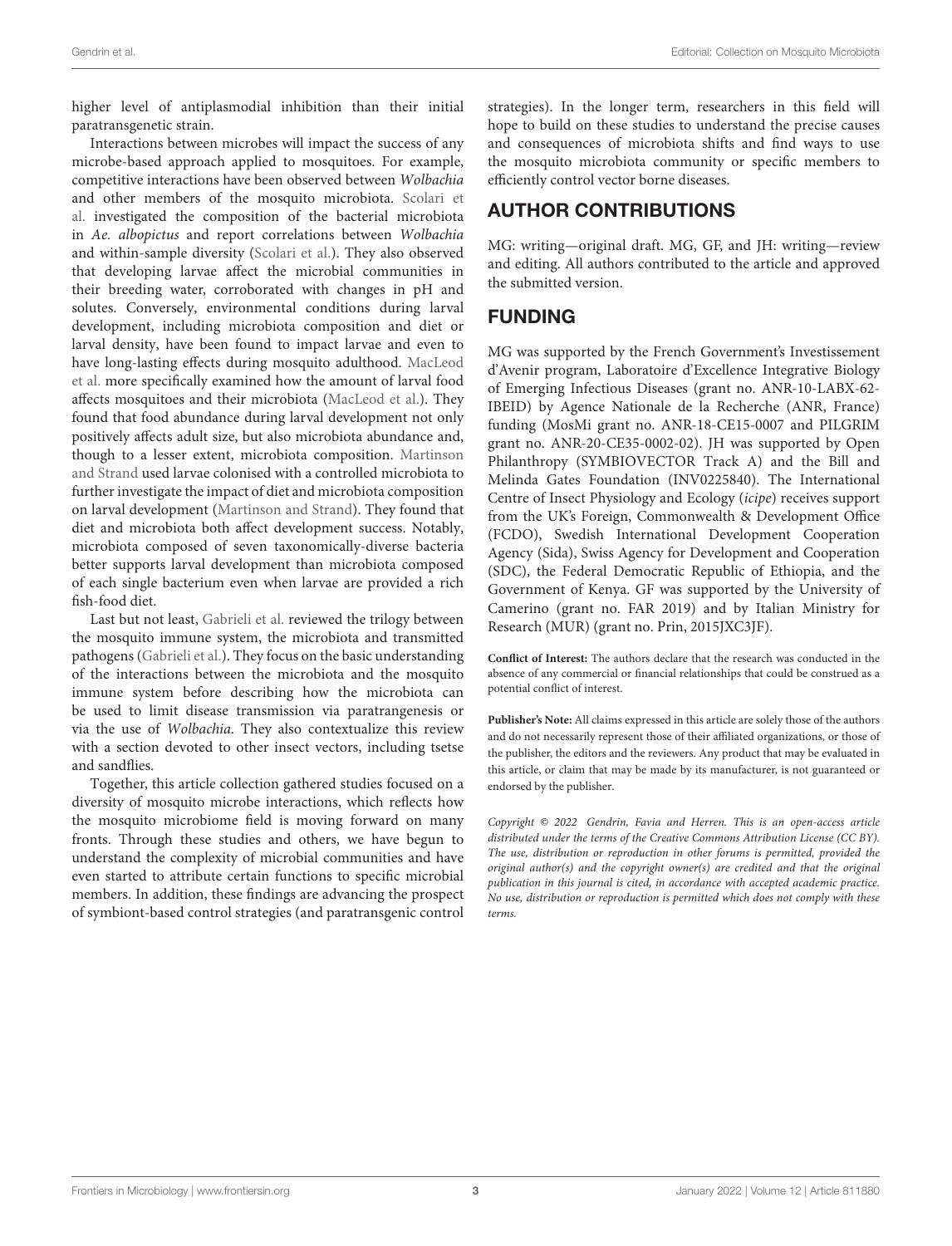higher level of antiplasmodial inhibition than their initial paratransgenetic strain.

Interactions between microbes will impact the success of any microbe-based approach applied to mosquitoes. For example, competitive interactions have been observed between *Wolbachia* and other members of the mosquito microbiota. Scolari et al. investigated the composition of the bacterial microbiota in *Ae. albopictus* and report correlations between *Wolbachia* and within-sample diversity (Scolari et al.). They also observed that developing larvae affect the microbial communities in their breeding water, corroborated with changes in pH and solutes. Conversely, environmental conditions during larval development, including microbiota composition and diet or larval density, have been found to impact larvae and even to have long-lasting effects during mosquito adulthood. MacLeod et al. more specifically examined how the amount of larval food affects mosquitoes and their microbiota (MacLeod et al.). They found that food abundance during larval development not only positively affects adult size, but also microbiota abundance and, though to a lesser extent, microbiota composition. Martinson and Strand used larvae colonised with a controlled microbiota to further investigate the impact of diet and microbiota composition on larval development (Martinson and Strand). They found that diet and microbiota both affect development success. Notably, microbiota composed of seven taxonomically-diverse bacteria better supports larval development than microbiota composed of each single bacterium even when larvae are provided a rich fish-food diet.

Last but not least, Gabrieli et al. reviewed the trilogy between the mosquito immune system, the microbiota and transmitted pathogens (Gabrieli et al.). They focus on the basic understanding of the interactions between the microbiota and the mosquito immune system before describing how the microbiota can be used to limit disease transmission via paratrangenesis or via the use of *Wolbachia*. They also contextualize this review with a section devoted to other insect vectors, including tsetse and sandflies.

Together, this article collection gathered studies focused on a diversity of mosquito microbe interactions, which reflects how the mosquito microbiome field is moving forward on many fronts. Through these studies and others, we have begun to understand the complexity of microbial communities and have even started to attribute certain functions to specific microbial members. In addition, these findings are advancing the prospect of symbiont-based control strategies (and paratransgenic control strategies). In the longer term, researchers in this field will hope to build on these studies to understand the precise causes and consequences of microbiota shifts and find ways to use the mosquito microbiota community or specific members to efficiently control vector borne diseases.

## AUTHOR CONTRIBUTIONS

MG: writing—original draft. MG, GF, and JH: writing—review and editing. All authors contributed to the article and approved the submitted version.

## FUNDING

MG was supported by the French Government's Investissement d'Avenir program, Laboratoire d'Excellence Integrative Biology of Emerging Infectious Diseases (grant no. ANR-10-LABX-62-IBEID) by Agence Nationale de la Recherche (ANR, France) funding (MosMi grant no. ANR-18-CE15-0007 and PILGRIM grant no. ANR-20-CE35-0002-02). JH was supported by Open Philanthropy (SYMBIOVECTOR Track A) and the Bill and Melinda Gates Foundation (INV0225840). The International Centre of Insect Physiology and Ecology (*icipe*) receives support from the UK's Foreign, Commonwealth & Development Office (FCDO), Swedish International Development Cooperation Agency (Sida), Swiss Agency for Development and Cooperation (SDC), the Federal Democratic Republic of Ethiopia, and the Government of Kenya. GF was supported by the University of Camerino (grant no. FAR 2019) and by Italian Ministry for Research (MUR) (grant no. Prin, 2015JXC3JF).

**Conflict of Interest:** The authors declare that the research was conducted in the absence of any commercial or financial relationships that could be construed as a potential conflict of interest.

**Publisher's Note:** All claims expressed in this article are solely those of the authors and do not necessarily represent those of their affiliated organizations, or those of the publisher, the editors and the reviewers. Any product that may be evaluated in this article, or claim that may be made by its manufacturer, is not guaranteed or endorsed by the publisher.

*Copyright © 2022 Gendrin, Favia and Herren. This is an open-access article distributed under the terms of the Creative Commons Attribution License (CC BY). The use, distribution or reproduction in other forums is permitted, provided the original author(s) and the copyright owner(s) are credited and that the original publication in this journal is cited, in accordance with accepted academic practice. No use, distribution or reproduction is permitted which does not comply with these terms.*